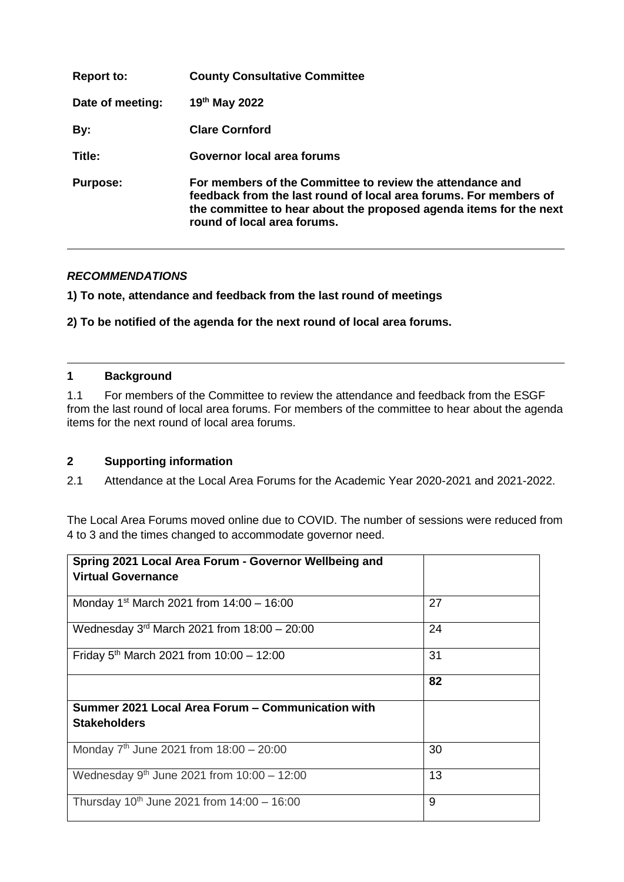| | |
|---|---|
| **Report to:** | **County Consultative Committee** |
| **Date of meeting:** | **19th May 2022** |
| **By:** | **Clare Cornford** |
| **Title:** | **Governor local area forums** |
| **Purpose:** | **For members of the Committee to review the attendance and feedback from the last round of local area forums. For members of the committee to hear about the proposed agenda items for the next round of local area forums.** |

---

***RECOMMENDATIONS***

**1) To note, attendance and feedback from the last round of meetings**

**2) To be notified of the agenda for the next round of local area forums.**

---

## 1 Background

1.1 For members of the Committee to review the attendance and feedback from the ESGF from the last round of local area forums. For members of the committee to hear about the agenda items for the next round of local area forums.

## 2 Supporting information

2.1 Attendance at the Local Area Forums for the Academic Year 2020-2021 and 2021-2022.

The Local Area Forums moved online due to COVID. The number of sessions were reduced from 4 to 3 and the times changed to accommodate governor need.

| **Spring 2021 Local Area Forum - Governor Wellbeing and Virtual Governance** | |
|---|---|
| Monday 1st March 2021 from 14:00 – 16:00 | 27 |
| Wednesday 3rd March 2021 from 18:00 – 20:00 | 24 |
| Friday 5th March 2021 from 10:00 – 12:00 | 31 |
| | **82** |
| **Summer 2021 Local Area Forum – Communication with Stakeholders** | |
| Monday 7th June 2021 from 18:00 – 20:00 | 30 |
| Wednesday 9th June 2021 from 10:00 – 12:00 | 13 |
| Thursday 10th June 2021 from 14:00 – 16:00 | 9 |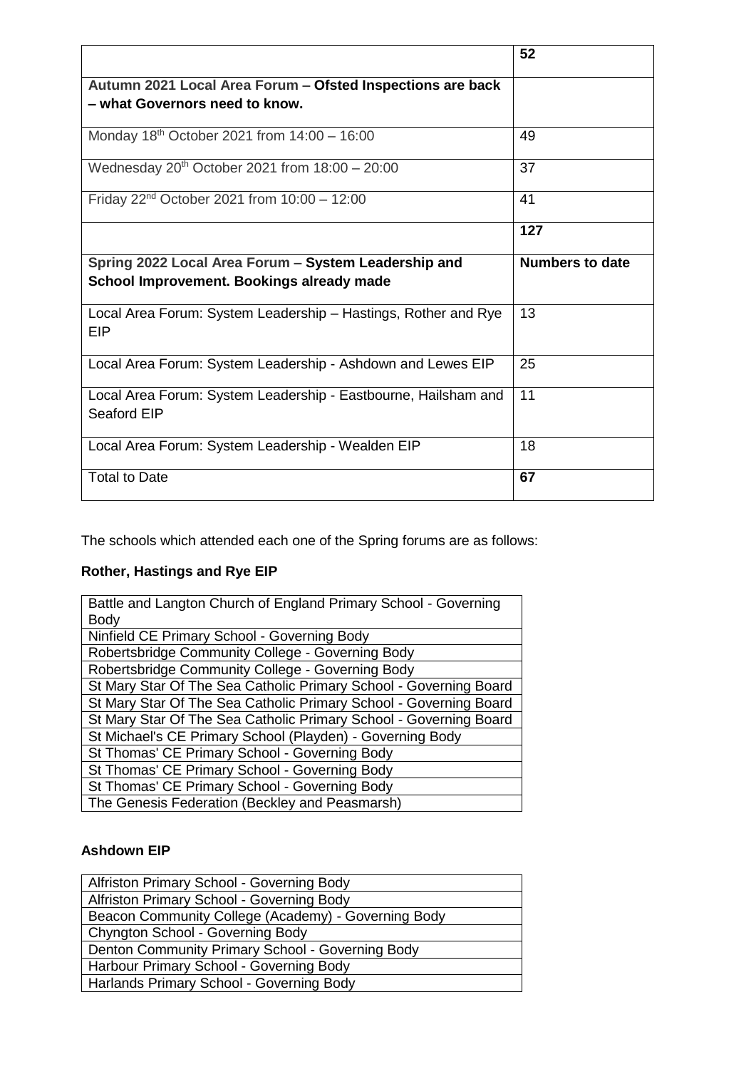| | 52 |
|---|---|
| **Autumn 2021 Local Area Forum – Ofsted Inspections are back – what Governors need to know.** | |
| Monday 18th October 2021 from 14:00 – 16:00 | 49 |
| Wednesday 20th October 2021 from 18:00 – 20:00 | 37 |
| Friday 22nd October 2021 from 10:00 – 12:00 | 41 |
| | **127** |
| **Spring 2022 Local Area Forum – System Leadership and School Improvement. Bookings already made** | **Numbers to date** |
| Local Area Forum: System Leadership – Hastings, Rother and Rye EIP | 13 |
| Local Area Forum: System Leadership - Ashdown and Lewes EIP | 25 |
| Local Area Forum: System Leadership - Eastbourne, Hailsham and Seaford EIP | 11 |
| Local Area Forum: System Leadership - Wealden EIP | 18 |
| Total to Date | **67** |

The schools which attended each one of the Spring forums are as follows:

**Rother, Hastings and Rye EIP**

| Battle and Langton Church of England Primary School - Governing Body |
|---|
| Ninfield CE Primary School - Governing Body |
| Robertsbridge Community College - Governing Body |
| Robertsbridge Community College - Governing Body |
| St Mary Star Of The Sea Catholic Primary School - Governing Board |
| St Mary Star Of The Sea Catholic Primary School - Governing Board |
| St Mary Star Of The Sea Catholic Primary School - Governing Board |
| St Michael's CE Primary School (Playden) - Governing Body |
| St Thomas' CE Primary School - Governing Body |
| St Thomas' CE Primary School - Governing Body |
| St Thomas' CE Primary School - Governing Body |
| The Genesis Federation (Beckley and Peasmarsh) |

**Ashdown EIP**

| Alfriston Primary School - Governing Body |
|---|
| Alfriston Primary School - Governing Body |
| Beacon Community College (Academy) - Governing Body |
| Chyngton School - Governing Body |
| Denton Community Primary School - Governing Body |
| Harbour Primary School - Governing Body |
| Harlands Primary School - Governing Body |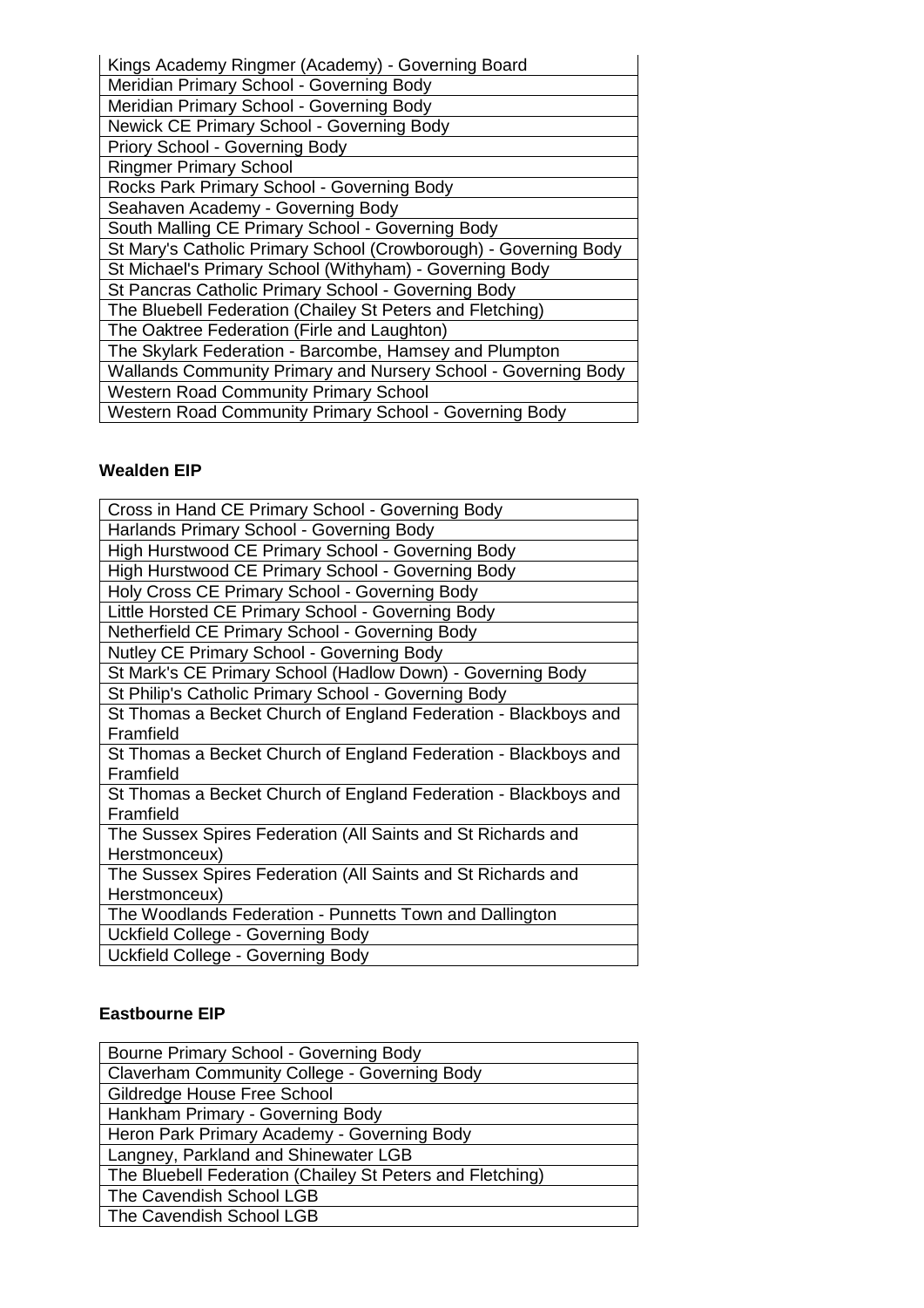| Kings Academy Ringmer (Academy) - Governing Board |
|---|
| Meridian Primary School - Governing Body |
| Meridian Primary School - Governing Body |
| Newick CE Primary School - Governing Body |
| Priory School - Governing Body |
| Ringmer Primary School |
| Rocks Park Primary School - Governing Body |
| Seahaven Academy - Governing Body |
| South Malling CE Primary School - Governing Body |
| St Mary's Catholic Primary School (Crowborough) - Governing Body |
| St Michael's Primary School (Withyham) - Governing Body |
| St Pancras Catholic Primary School - Governing Body |
| The Bluebell Federation (Chailey St Peters and Fletching) |
| The Oaktree Federation (Firle and Laughton) |
| The Skylark Federation - Barcombe, Hamsey and Plumpton |
| Wallands Community Primary and Nursery School - Governing Body |
| Western Road Community Primary School |
| Western Road Community Primary School - Governing Body |

**Wealden EIP**

| Cross in Hand CE Primary School - Governing Body |
|---|
| Harlands Primary School - Governing Body |
| High Hurstwood CE Primary School - Governing Body |
| High Hurstwood CE Primary School - Governing Body |
| Holy Cross CE Primary School - Governing Body |
| Little Horsted CE Primary School - Governing Body |
| Netherfield CE Primary School - Governing Body |
| Nutley CE Primary School - Governing Body |
| St Mark's CE Primary School (Hadlow Down) - Governing Body |
| St Philip's Catholic Primary School - Governing Body |
| St Thomas a Becket Church of England Federation - Blackboys and Framfield |
| St Thomas a Becket Church of England Federation - Blackboys and Framfield |
| St Thomas a Becket Church of England Federation - Blackboys and Framfield |
| The Sussex Spires Federation (All Saints and St Richards and Herstmonceux) |
| The Sussex Spires Federation (All Saints and St Richards and Herstmonceux) |
| The Woodlands Federation - Punnetts Town and Dallington |
| Uckfield College - Governing Body |
| Uckfield College - Governing Body |

**Eastbourne EIP**

| Bourne Primary School - Governing Body |
|---|
| Claverham Community College - Governing Body |
| Gildredge House Free School |
| Hankham Primary - Governing Body |
| Heron Park Primary Academy - Governing Body |
| Langney, Parkland and Shinewater LGB |
| The Bluebell Federation (Chailey St Peters and Fletching) |
| The Cavendish School LGB |
| The Cavendish School LGB |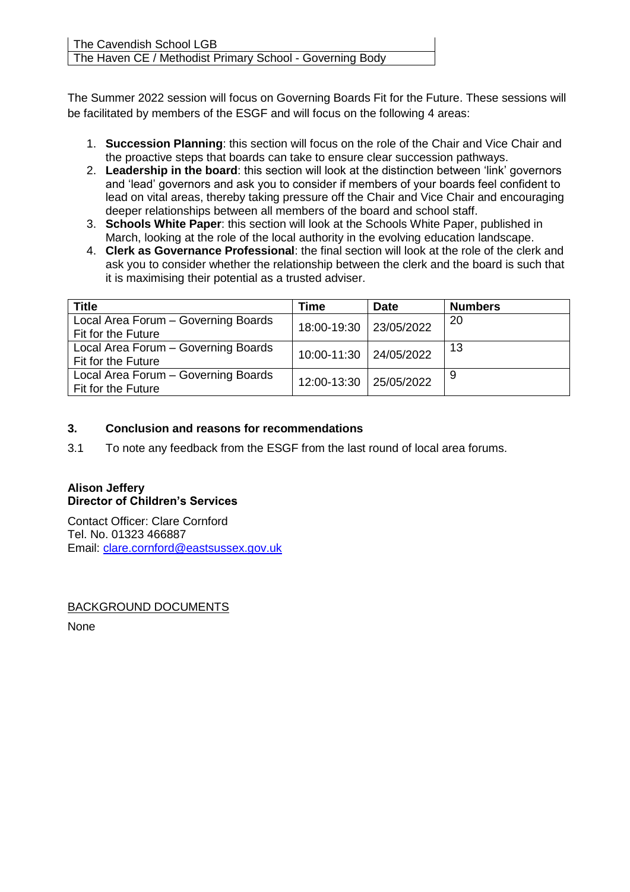| |
|---|
| The Cavendish School LGB |
| The Haven CE / Methodist Primary School - Governing Body |

The Summer 2022 session will focus on Governing Boards Fit for the Future. These sessions will be facilitated by members of the ESGF and will focus on the following 4 areas:

1. **Succession Planning**: this section will focus on the role of the Chair and Vice Chair and the proactive steps that boards can take to ensure clear succession pathways.
2. **Leadership in the board**: this section will look at the distinction between 'link' governors and 'lead' governors and ask you to consider if members of your boards feel confident to lead on vital areas, thereby taking pressure off the Chair and Vice Chair and encouraging deeper relationships between all members of the board and school staff.
3. **Schools White Paper**: this section will look at the Schools White Paper, published in March, looking at the role of the local authority in the evolving education landscape.
4. **Clerk as Governance Professional**: the final section will look at the role of the clerk and ask you to consider whether the relationship between the clerk and the board is such that it is maximising their potential as a trusted adviser.

| Title | Time | Date | Numbers |
|---|---|---|---|
| Local Area Forum – Governing Boards Fit for the Future | 18:00-19:30 | 23/05/2022 | 20 |
| Local Area Forum – Governing Boards Fit for the Future | 10:00-11:30 | 24/05/2022 | 13 |
| Local Area Forum – Governing Boards Fit for the Future | 12:00-13:30 | 25/05/2022 | 9 |

### 3. Conclusion and reasons for recommendations

3.1 To note any feedback from the ESGF from the last round of local area forums.

**Alison Jeffery**
**Director of Children's Services**

Contact Officer: Clare Cornford
Tel. No. 01323 466887
Email: clare.cornford@eastsussex.gov.uk

BACKGROUND DOCUMENTS

None